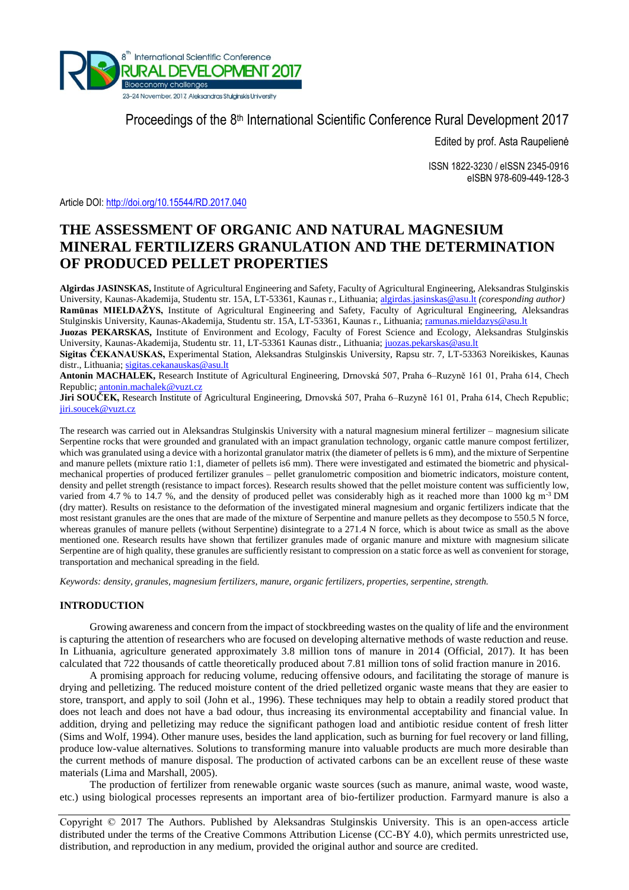Proceedings of the 8th International Scientific Conference Rural Development 2017

Edited by prof. Asta Raupelienė

ISSN 1822-3230 / eISSN 2345-0916
eISBN 978-609-449-128-3

Article DOI: http://doi.org/10.15544/RD.2017.040

# THE ASSESSMENT OF ORGANIC AND NATURAL MAGNESIUM MINERAL FERTILIZERS GRANULATION AND THE DETERMINATION OF PRODUCED PELLET PROPERTIES

**Algirdas JASINSKAS,** Institute of Agricultural Engineering and Safety, Faculty of Agricultural Engineering, Aleksandras Stulginskis University, Kaunas-Akademija, Studentu str. 15A, LT-53361, Kaunas r., Lithuania; algirdas.jasinskas@asu.lt *(coresponding author)*
**Ramūnas MIELDAŽYS,** Institute of Agricultural Engineering and Safety, Faculty of Agricultural Engineering, Aleksandras Stulginskis University, Kaunas-Akademija, Studentu str. 15A, LT-53361, Kaunas r., Lithuania; ramunas.mieldazys@asu.lt
**Juozas PEKARSKAS,** Institute of Environment and Ecology, Faculty of Forest Science and Ecology, Aleksandras Stulginskis University, Kaunas-Akademija, Studentu str. 11, LT-53361 Kaunas distr., Lithuania; juozas.pekarskas@asu.lt
**Sigitas ČEKANAUSKAS,** Experimental Station, Aleksandras Stulginskis University, Rapsu str. 7, LT-53363 Noreikiskes, Kaunas distr., Lithuania; sigitas.cekanauskas@asu.lt
**Antonin MACHALEK,** Research Institute of Agricultural Engineering, Drnovská 507, Praha 6–Ruzyně 161 01, Praha 614, Chech Republic; antonin.machalek@vuzt.cz
**Jiri SOUČEK,** Research Institute of Agricultural Engineering, Drnovská 507, Praha 6–Ruzyně 161 01, Praha 614, Chech Republic; jiri.soucek@vuzt.cz

The research was carried out in Aleksandras Stulginskis University with a natural magnesium mineral fertilizer – magnesium silicate Serpentine rocks that were grounded and granulated with an impact granulation technology, organic cattle manure compost fertilizer, which was granulated using a device with a horizontal granulator matrix (the diameter of pellets is 6 mm), and the mixture of Serpentine and manure pellets (mixture ratio 1:1, diameter of pellets is6 mm). There were investigated and estimated the biometric and physical-mechanical properties of produced fertilizer granules – pellet granulometric composition and biometric indicators, moisture content, density and pellet strength (resistance to impact forces). Research results showed that the pellet moisture content was sufficiently low, varied from 4.7 % to 14.7 %, and the density of produced pellet was considerably high as it reached more than 1000 kg m$^{-3}$ DM (dry matter). Results on resistance to the deformation of the investigated mineral magnesium and organic fertilizers indicate that the most resistant granules are the ones that are made of the mixture of Serpentine and manure pellets as they decompose to 550.5 N force, whereas granules of manure pellets (without Serpentine) disintegrate to a 271.4 N force, which is about twice as small as the above mentioned one. Research results have shown that fertilizer granules made of organic manure and mixture with magnesium silicate Serpentine are of high quality, these granules are sufficiently resistant to compression on a static force as well as convenient for storage, transportation and mechanical spreading in the field.

*Keywords: density, granules, magnesium fertilizers, manure, organic fertilizers, properties, serpentine, strength.*

## INTRODUCTION

Growing awareness and concern from the impact of stockbreeding wastes on the quality of life and the environment is capturing the attention of researchers who are focused on developing alternative methods of waste reduction and reuse. In Lithuania, agriculture generated approximately 3.8 million tons of manure in 2014 (Official, 2017). It has been calculated that 722 thousands of cattle theoretically produced about 7.81 million tons of solid fraction manure in 2016.

A promising approach for reducing volume, reducing offensive odours, and facilitating the storage of manure is drying and pelletizing. The reduced moisture content of the dried pelletized organic waste means that they are easier to store, transport, and apply to soil (John et al., 1996). These techniques may help to obtain a readily stored product that does not leach and does not have a bad odour, thus increasing its environmental acceptability and financial value. In addition, drying and pelletizing may reduce the significant pathogen load and antibiotic residue content of fresh litter (Sims and Wolf, 1994). Other manure uses, besides the land application, such as burning for fuel recovery or land filling, produce low-value alternatives. Solutions to transforming manure into valuable products are much more desirable than the current methods of manure disposal. The production of activated carbons can be an excellent reuse of these waste materials (Lima and Marshall, 2005).

The production of fertilizer from renewable organic waste sources (such as manure, animal waste, wood waste, etc.) using biological processes represents an important area of bio-fertilizer production. Farmyard manure is also a

Copyright © 2017 The Authors. Published by Aleksandras Stulginskis University. This is an open-access article distributed under the terms of the Creative Commons Attribution License (CC-BY 4.0), which permits unrestricted use, distribution, and reproduction in any medium, provided the original author and source are credited.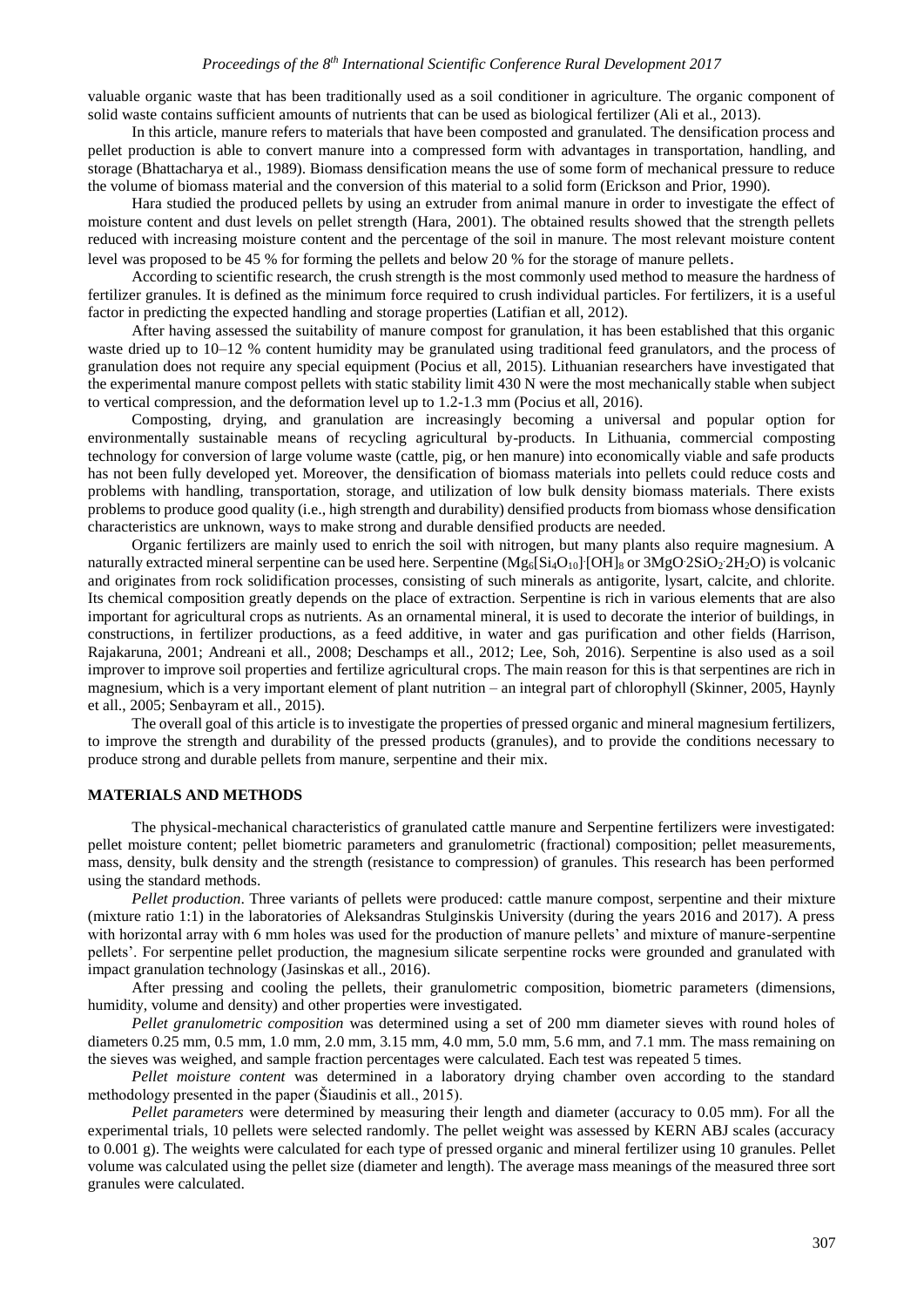valuable organic waste that has been traditionally used as a soil conditioner in agriculture. The organic component of solid waste contains sufficient amounts of nutrients that can be used as biological fertilizer (Ali et al., 2013).

In this article, manure refers to materials that have been composted and granulated. The densification process and pellet production is able to convert manure into a compressed form with advantages in transportation, handling, and storage (Bhattacharya et al., 1989). Biomass densification means the use of some form of mechanical pressure to reduce the volume of biomass material and the conversion of this material to a solid form (Erickson and Prior, 1990).

Hara studied the produced pellets by using an extruder from animal manure in order to investigate the effect of moisture content and dust levels on pellet strength (Hara, 2001). The obtained results showed that the strength pellets reduced with increasing moisture content and the percentage of the soil in manure. The most relevant moisture content level was proposed to be 45 % for forming the pellets and below 20 % for the storage of manure pellets.

According to scientific research, the crush strength is the most commonly used method to measure the hardness of fertilizer granules. It is defined as the minimum force required to crush individual particles. For fertilizers, it is a useful factor in predicting the expected handling and storage properties (Latifian et all, 2012).

After having assessed the suitability of manure compost for granulation, it has been established that this organic waste dried up to 10–12 % content humidity may be granulated using traditional feed granulators, and the process of granulation does not require any special equipment (Pocius et all, 2015). Lithuanian researchers have investigated that the experimental manure compost pellets with static stability limit 430 N were the most mechanically stable when subject to vertical compression, and the deformation level up to 1.2-1.3 mm (Pocius et all, 2016).

Composting, drying, and granulation are increasingly becoming a universal and popular option for environmentally sustainable means of recycling agricultural by-products. In Lithuania, commercial composting technology for conversion of large volume waste (cattle, pig, or hen manure) into economically viable and safe products has not been fully developed yet. Moreover, the densification of biomass materials into pellets could reduce costs and problems with handling, transportation, storage, and utilization of low bulk density biomass materials. There exists problems to produce good quality (i.e., high strength and durability) densified products from biomass whose densification characteristics are unknown, ways to make strong and durable densified products are needed.

Organic fertilizers are mainly used to enrich the soil with nitrogen, but many plants also require magnesium. A naturally extracted mineral serpentine can be used here. Serpentine ($Mg_6[Si_4O_{10}]\cdot[OH]_8$ or $3MgO\cdot 2SiO_2\cdot 2H_2O$) is volcanic and originates from rock solidification processes, consisting of such minerals as antigorite, lysart, calcite, and chlorite. Its chemical composition greatly depends on the place of extraction. Serpentine is rich in various elements that are also important for agricultural crops as nutrients. As an ornamental mineral, it is used to decorate the interior of buildings, in constructions, in fertilizer productions, as a feed additive, in water and gas purification and other fields (Harrison, Rajakaruna, 2001; Andreani et all., 2008; Deschamps et all., 2012; Lee, Soh, 2016). Serpentine is also used as a soil improver to improve soil properties and fertilize agricultural crops. The main reason for this is that serpentines are rich in magnesium, which is a very important element of plant nutrition – an integral part of chlorophyll (Skinner, 2005, Haynly et all., 2005; Senbayram et all., 2015).

The overall goal of this article is to investigate the properties of pressed organic and mineral magnesium fertilizers, to improve the strength and durability of the pressed products (granules), and to provide the conditions necessary to produce strong and durable pellets from manure, serpentine and their mix.

## MATERIALS AND METHODS

The physical-mechanical characteristics of granulated cattle manure and Serpentine fertilizers were investigated: pellet moisture content; pellet biometric parameters and granulometric (fractional) composition; pellet measurements, mass, density, bulk density and the strength (resistance to compression) of granules. This research has been performed using the standard methods.

*Pellet production*. Three variants of pellets were produced: cattle manure compost, serpentine and their mixture (mixture ratio 1:1) in the laboratories of Aleksandras Stulginskis University (during the years 2016 and 2017). A press with horizontal array with 6 mm holes was used for the production of manure pellets' and mixture of manure-serpentine pellets'. For serpentine pellet production, the magnesium silicate serpentine rocks were grounded and granulated with impact granulation technology (Jasinskas et all., 2016).

After pressing and cooling the pellets, their granulometric composition, biometric parameters (dimensions, humidity, volume and density) and other properties were investigated.

*Pellet granulometric composition* was determined using a set of 200 mm diameter sieves with round holes of diameters 0.25 mm, 0.5 mm, 1.0 mm, 2.0 mm, 3.15 mm, 4.0 mm, 5.0 mm, 5.6 mm, and 7.1 mm. The mass remaining on the sieves was weighed, and sample fraction percentages were calculated. Each test was repeated 5 times.

*Pellet moisture content* was determined in a laboratory drying chamber oven according to the standard methodology presented in the paper (Šiaudinis et all., 2015).

*Pellet parameters* were determined by measuring their length and diameter (accuracy to 0.05 mm). For all the experimental trials, 10 pellets were selected randomly. The pellet weight was assessed by KERN ABJ scales (accuracy to 0.001 g). The weights were calculated for each type of pressed organic and mineral fertilizer using 10 granules. Pellet volume was calculated using the pellet size (diameter and length). The average mass meanings of the measured three sort granules were calculated.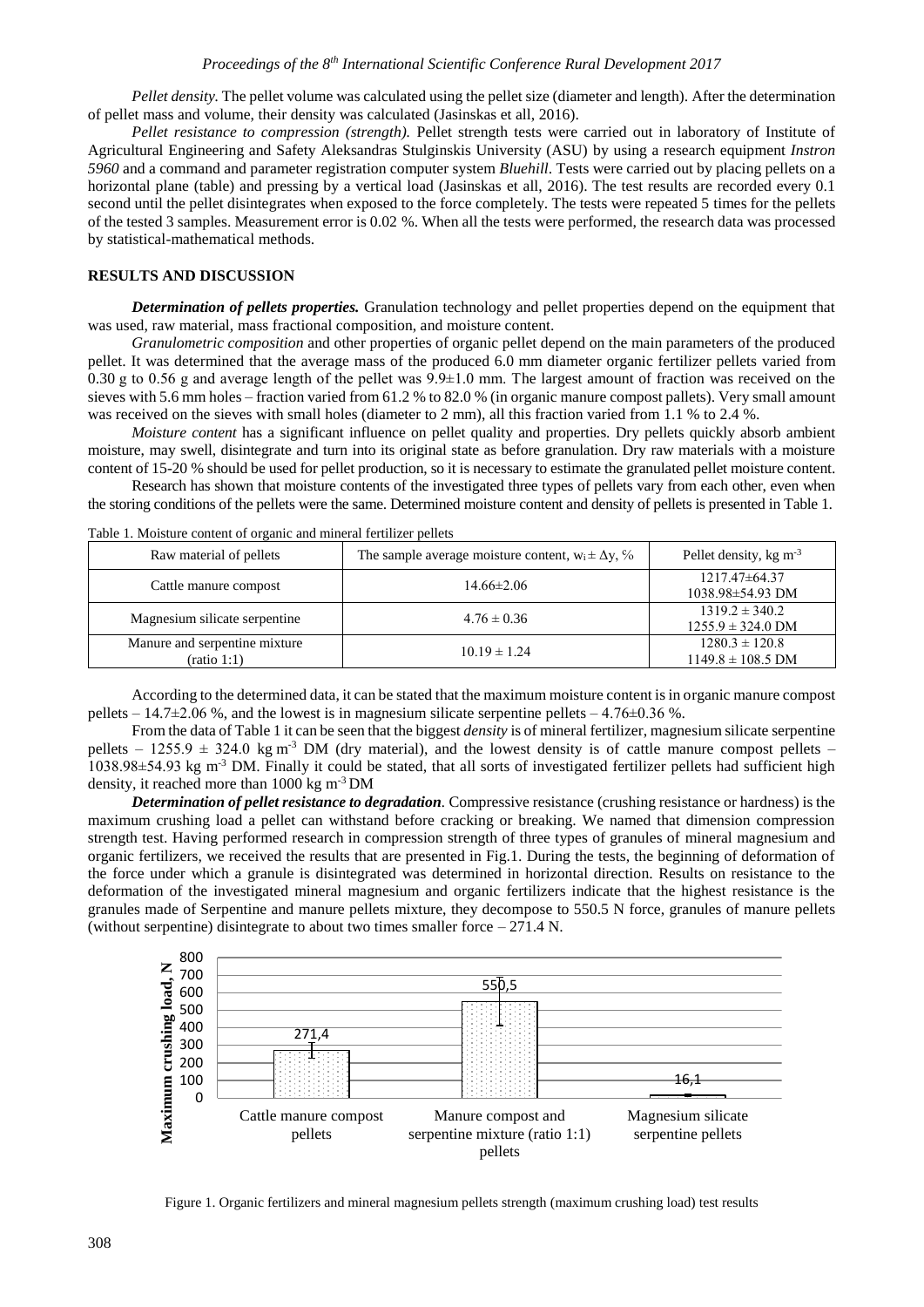*Pellet density.* The pellet volume was calculated using the pellet size (diameter and length). After the determination of pellet mass and volume, their density was calculated (Jasinskas et all, 2016).

*Pellet resistance to compression (strength).* Pellet strength tests were carried out in laboratory of Institute of Agricultural Engineering and Safety Aleksandras Stulginskis University (ASU) by using a research equipment *Instron 5960* and a command and parameter registration computer system *Bluehill*. Tests were carried out by placing pellets on a horizontal plane (table) and pressing by a vertical load (Jasinskas et all, 2016). The test results are recorded every 0.1 second until the pellet disintegrates when exposed to the force completely. The tests were repeated 5 times for the pellets of the tested 3 samples. Measurement error is 0.02 %. When all the tests were performed, the research data was processed by statistical-mathematical methods.

## RESULTS AND DISCUSSION

***Determination of pellets properties.*** Granulation technology and pellet properties depend on the equipment that was used, raw material, mass fractional composition, and moisture content.

*Granulometric composition* and other properties of organic pellet depend on the main parameters of the produced pellet. It was determined that the average mass of the produced 6.0 mm diameter organic fertilizer pellets varied from 0.30 g to 0.56 g and average length of the pellet was 9.9±1.0 mm. The largest amount of fraction was received on the sieves with 5.6 mm holes – fraction varied from 61.2 % to 82.0 % (in organic manure compost pellets). Very small amount was received on the sieves with small holes (diameter to 2 mm), all this fraction varied from 1.1 % to 2.4 %.

*Moisture content* has a significant influence on pellet quality and properties. Dry pellets quickly absorb ambient moisture, may swell, disintegrate and turn into its original state as before granulation. Dry raw materials with a moisture content of 15-20 % should be used for pellet production, so it is necessary to estimate the granulated pellet moisture content.

Research has shown that moisture contents of the investigated three types of pellets vary from each other, even when the storing conditions of the pellets were the same. Determined moisture content and density of pellets is presented in Table 1.

Table 1. Moisture content of organic and mineral fertilizer pellets

| Raw material of pellets | The sample average moisture content, $w_i \pm \Delta y$, % | Pellet density, kg m$^{-3}$ |
|---|---|---|
| Cattle manure compost | 14.66±2.06 | 1217.47±64.37<br>1038.98±54.93 DM |
| Magnesium silicate serpentine | 4.76 ± 0.36 | 1319.2 ± 340.2<br>1255.9 ± 324.0 DM |
| Manure and serpentine mixture (ratio 1:1) | 10.19 ± 1.24 | 1280.3 ± 120.8<br>1149.8 ± 108.5 DM |

According to the determined data, it can be stated that the maximum moisture content is in organic manure compost pellets – 14.7±2.06 %, and the lowest is in magnesium silicate serpentine pellets – 4.76±0.36 %.

From the data of Table 1 it can be seen that the biggest *density* is of mineral fertilizer, magnesium silicate serpentine pellets – 1255.9 ± 324.0 kg m$^{-3}$ DM (dry material), and the lowest density is of cattle manure compost pellets – 1038.98±54.93 kg m$^{-3}$ DM. Finally it could be stated, that all sorts of investigated fertilizer pellets had sufficient high density, it reached more than 1000 kg m$^{-3}$ DM

***Determination of pellet resistance to degradation****.* Compressive resistance (crushing resistance or hardness) is the maximum crushing load a pellet can withstand before cracking or breaking. We named that dimension compression strength test. Having performed research in compression strength of three types of granules of mineral magnesium and organic fertilizers, we received the results that are presented in Fig.1. During the tests, the beginning of deformation of the force under which a granule is disintegrated was determined in horizontal direction. Results on resistance to the deformation of the investigated mineral magnesium and organic fertilizers indicate that the highest resistance is the granules made of Serpentine and manure pellets mixture, they decompose to 550.5 N force, granules of manure pellets (without serpentine) disintegrate to about two times smaller force – 271.4 N.

| | Maximum crushing load, N |
|---|---|
| Cattle manure compost pellets | 271,4 |
| Manure compost and serpentine mixture (ratio 1:1) pellets | 550,5 |
| Magnesium silicate serpentine pellets | 16,1 |

Figure 1. Organic fertilizers and mineral magnesium pellets strength (maximum crushing load) test results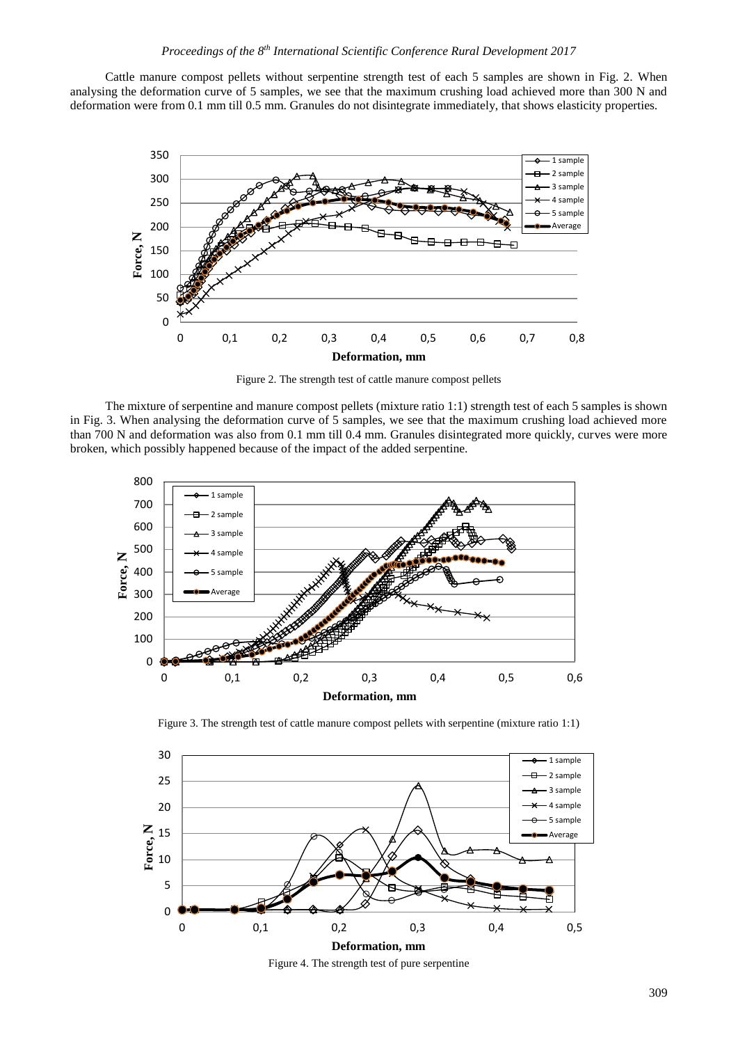Cattle manure compost pellets without serpentine strength test of each 5 samples are shown in Fig. 2. When analysing the deformation curve of 5 samples, we see that the maximum crushing load achieved more than 300 N and deformation were from 0.1 mm till 0.5 mm. Granules do not disintegrate immediately, that shows elasticity properties.

Figure 2. The strength test of cattle manure compost pellets

The mixture of serpentine and manure compost pellets (mixture ratio 1:1) strength test of each 5 samples is shown in Fig. 3. When analysing the deformation curve of 5 samples, we see that the maximum crushing load achieved more than 700 N and deformation was also from 0.1 mm till 0.4 mm. Granules disintegrated more quickly, curves were more broken, which possibly happened because of the impact of the added serpentine.

Figure 3. The strength test of cattle manure compost pellets with serpentine (mixture ratio 1:1)

Figure 4. The strength test of pure serpentine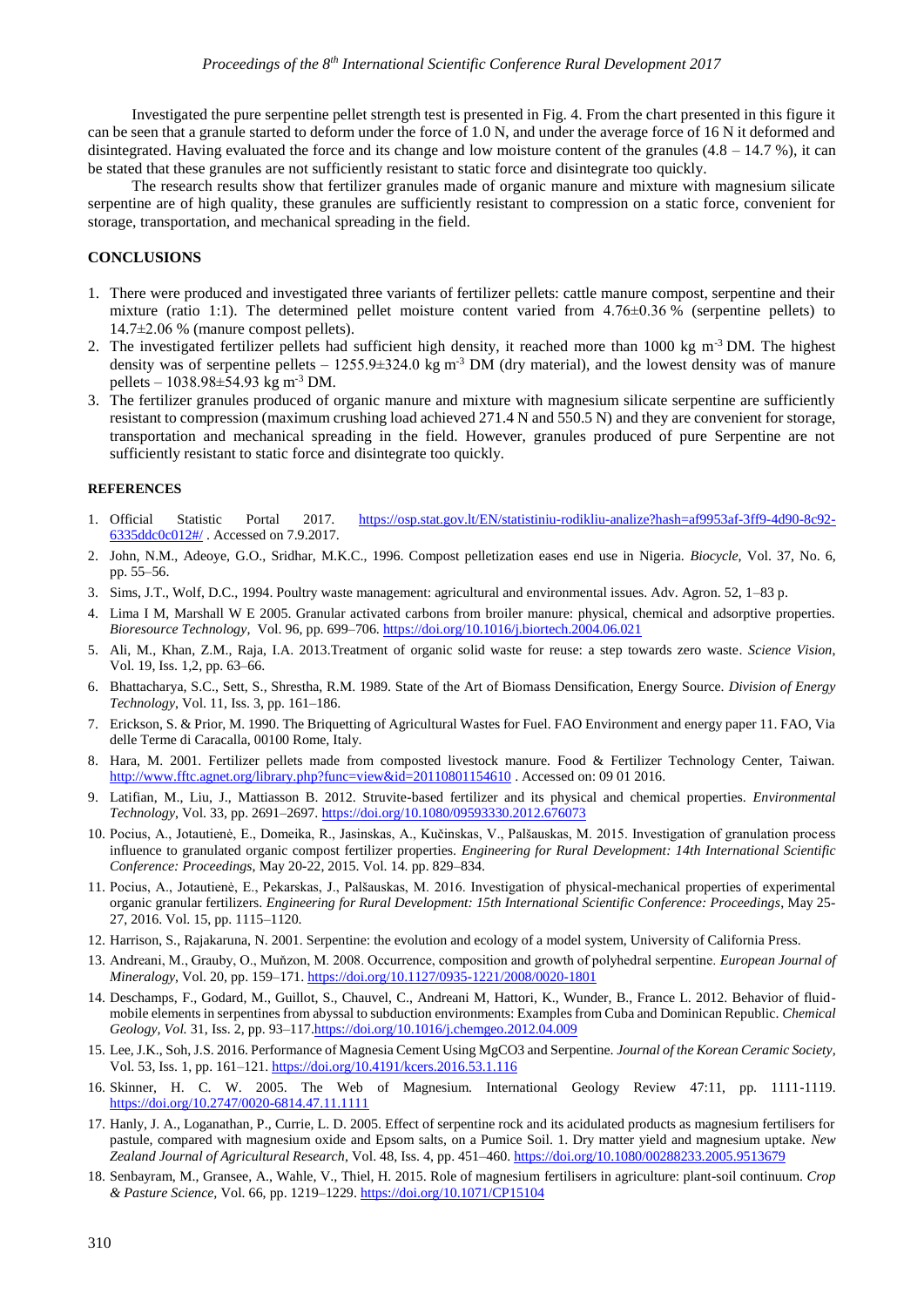Investigated the pure serpentine pellet strength test is presented in Fig. 4. From the chart presented in this figure it can be seen that a granule started to deform under the force of 1.0 N, and under the average force of 16 N it deformed and disintegrated. Having evaluated the force and its change and low moisture content of the granules (4.8 – 14.7 %), it can be stated that these granules are not sufficiently resistant to static force and disintegrate too quickly.

The research results show that fertilizer granules made of organic manure and mixture with magnesium silicate serpentine are of high quality, these granules are sufficiently resistant to compression on a static force, convenient for storage, transportation, and mechanical spreading in the field.

## CONCLUSIONS

1. There were produced and investigated three variants of fertilizer pellets: cattle manure compost, serpentine and their mixture (ratio 1:1). The determined pellet moisture content varied from 4.76±0.36 % (serpentine pellets) to 14.7±2.06 % (manure compost pellets).
2. The investigated fertilizer pellets had sufficient high density, it reached more than 1000 kg $m^{-3}$ DM. The highest density was of serpentine pellets – 1255.9±324.0 kg $m^{-3}$ DM (dry material), and the lowest density was of manure pellets – 1038.98±54.93 kg $m^{-3}$ DM.
3. The fertilizer granules produced of organic manure and mixture with magnesium silicate serpentine are sufficiently resistant to compression (maximum crushing load achieved 271.4 N and 550.5 N) and they are convenient for storage, transportation and mechanical spreading in the field. However, granules produced of pure Serpentine are not sufficiently resistant to static force and disintegrate too quickly.

## REFERENCES

1. Official Statistic Portal 2017. https://osp.stat.gov.lt/EN/statistiniu-rodikliu-analize?hash=af9953af-3ff9-4d90-8c92-6335ddc0c012#/ . Accessed on 7.9.2017.
2. John, N.M., Adeoye, G.O., Sridhar, M.K.C., 1996. Compost pelletization eases end use in Nigeria. *Biocycle*, Vol. 37, No. 6, pp. 55–56.
3. Sims, J.T., Wolf, D.C., 1994. Poultry waste management: agricultural and environmental issues. Adv. Agron. 52, 1–83 p.
4. Lima I M, Marshall W E 2005. Granular activated carbons from broiler manure: physical, chemical and adsorptive properties. *Bioresource Technology,* Vol. 96, pp. 699–706. https://doi.org/10.1016/j.biortech.2004.06.021
5. Ali, M., Khan, Z.M., Raja, I.A. 2013.Treatment of organic solid waste for reuse: a step towards zero waste. *Science Vision*, Vol. 19, Iss. 1,2, pp. 63–66.
6. Bhattacharya, S.C., Sett, S., Shrestha, R.M. 1989. State of the Art of Biomass Densification, Energy Source. *Division of Energy Technology*, Vol. 11, Iss. 3, pp. 161–186.
7. Erickson, S. & Prior, M. 1990. The Briquetting of Agricultural Wastes for Fuel. FAO Environment and energy paper 11. FAO, Via delle Terme di Caracalla, 00100 Rome, Italy.
8. Hara, M. 2001. Fertilizer pellets made from composted livestock manure. Food & Fertilizer Technology Center, Taiwan. http://www.fftc.agnet.org/library.php?func=view&id=20110801154610 . Accessed on: 09 01 2016.
9. Latifian, M., Liu, J., Mattiasson B. 2012. Struvite-based fertilizer and its physical and chemical properties. *Environmental Technology*, Vol. 33, pp. 2691–2697. https://doi.org/10.1080/09593330.2012.676073
10. Pocius, A., Jotautienė, E., Domeika, R., Jasinskas, A., Kučinskas, V., Palšauskas, M. 2015. Investigation of granulation process influence to granulated organic compost fertilizer properties. *Engineering for Rural Development: 14th International Scientific Conference: Proceedings*, May 20-22, 2015. Vol. 14. pp. 829–834.
11. Pocius, A., Jotautienė, E., Pekarskas, J., Palšauskas, M. 2016. Investigation of physical-mechanical properties of experimental organic granular fertilizers. *Engineering for Rural Development: 15th International Scientific Conference: Proceedings*, May 25-27, 2016. Vol. 15, pp. 1115–1120.
12. Harrison, S., Rajakaruna, N. 2001. Serpentine: the evolution and ecology of a model system, University of California Press.
13. Andreani, M., Grauby, O., Muňzon, M. 2008. Occurrence, composition and growth of polyhedral serpentine. *European Journal of Mineralogy*, Vol. 20, pp. 159–171. https://doi.org/10.1127/0935-1221/2008/0020-1801
14. Deschamps, F., Godard, M., Guillot, S., Chauvel, C., Andreani M, Hattori, K., Wunder, B., France L. 2012. Behavior of fluid-mobile elements in serpentines from abyssal to subduction environments: Examples from Cuba and Dominican Republic. *Chemical Geology, Vol.* 31, Iss. 2, pp. 93–117.https://doi.org/10.1016/j.chemgeo.2012.04.009
15. Lee, J.K., Soh, J.S. 2016. Performance of Magnesia Cement Using MgCO3 and Serpentine. *Journal of the Korean Ceramic Society,* Vol. 53, Iss. 1, pp. 161–121. https://doi.org/10.4191/kcers.2016.53.1.116
16. Skinner, H. C. W. 2005. The Web of Magnesium. International Geology Review 47:11, pp. 1111-1119. https://doi.org/10.2747/0020-6814.47.11.1111
17. Hanly, J. A., Loganathan, P., Currie, L. D. 2005. Effect of serpentine rock and its acidulated products as magnesium fertilisers for pastule, compared with magnesium oxide and Epsom salts, on a Pumice Soil. 1. Dry matter yield and magnesium uptake. *New Zealand Journal of Agricultural Research*, Vol. 48, Iss. 4, pp. 451–460. https://doi.org/10.1080/00288233.2005.9513679
18. Senbayram, M., Gransee, A., Wahle, V., Thiel, H. 2015. Role of magnesium fertilisers in agriculture: plant-soil continuum. *Crop & Pasture Science,* Vol. 66, pp. 1219–1229. https://doi.org/10.1071/CP15104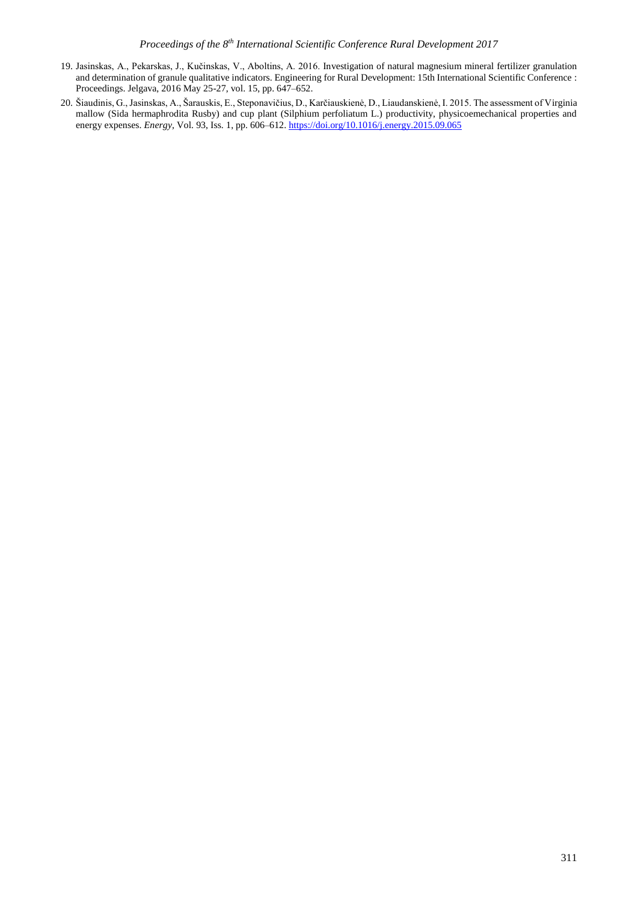19. Jasinskas, A., Pekarskas, J., Kučinskas, V., Aboltins, A. 2016. Investigation of natural magnesium mineral fertilizer granulation and determination of granule qualitative indicators. Engineering for Rural Development: 15th International Scientific Conference : Proceedings. Jelgava, 2016 May 25-27, vol. 15, pp. 647–652.
20. Šiaudinis, G., Jasinskas, A., Šarauskis, E., Steponavičius, D., Karčiauskienė, D., Liaudanskienė, I. 2015. The assessment of Virginia mallow (Sida hermaphrodita Rusby) and cup plant (Silphium perfoliatum L.) productivity, physicoemechanical properties and energy expenses. *Energy,* Vol. 93, Iss. 1, pp. 606–612. https://doi.org/10.1016/j.energy.2015.09.065